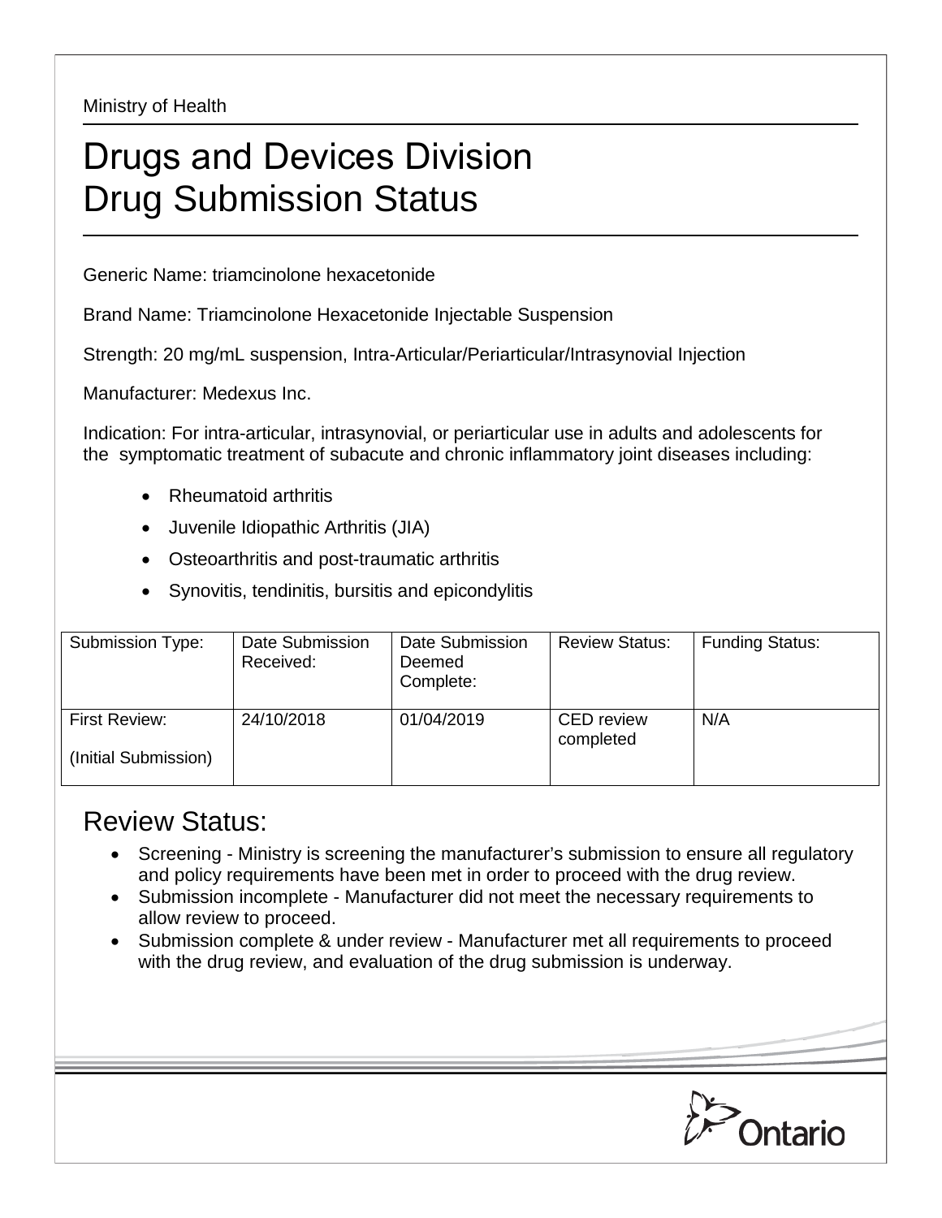Ministry of Health

# Drugs and Devices Division
# Drug Submission Status

Generic Name: triamcinolone hexacetonide

Brand Name: Triamcinolone Hexacetonide Injectable Suspension

Strength: 20 mg/mL suspension, Intra-Articular/Periarticular/Intrasynovial Injection

Manufacturer: Medexus Inc.

Indication: For intra-articular, intrasynovial, or periarticular use in adults and adolescents for the symptomatic treatment of subacute and chronic inflammatory joint diseases including:

- Rheumatoid arthritis
- Juvenile Idiopathic Arthritis (JIA)
- Osteoarthritis and post-traumatic arthritis
- Synovitis, tendinitis, bursitis and epicondylitis

| Submission Type: | Date Submission Received: | Date Submission Deemed Complete: | Review Status: | Funding Status: |
|---|---|---|---|---|
| First Review: (Initial Submission) | 24/10/2018 | 01/04/2019 | CED review completed | N/A |

## Review Status:

- Screening - Ministry is screening the manufacturer's submission to ensure all regulatory and policy requirements have been met in order to proceed with the drug review.
- Submission incomplete - Manufacturer did not meet the necessary requirements to allow review to proceed.
- Submission complete & under review - Manufacturer met all requirements to proceed with the drug review, and evaluation of the drug submission is underway.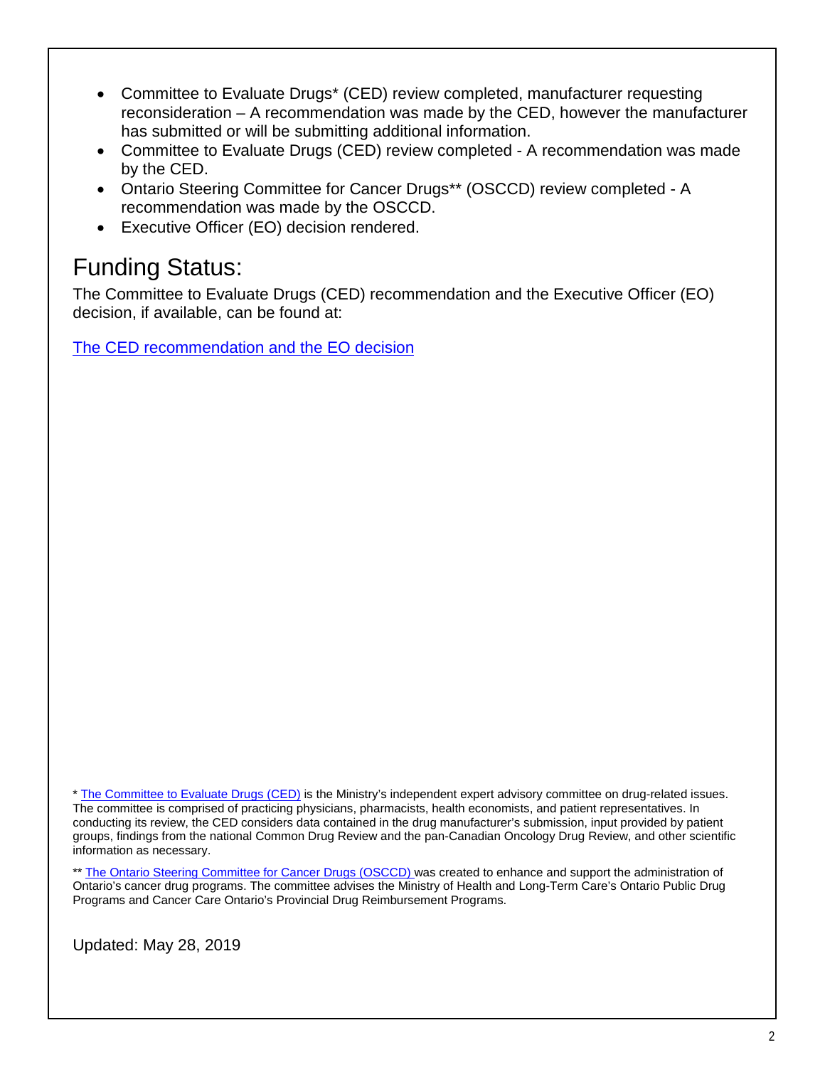- Committee to Evaluate Drugs* (CED) review completed, manufacturer requesting reconsideration – A recommendation was made by the CED, however the manufacturer has submitted or will be submitting additional information.
- Committee to Evaluate Drugs (CED) review completed - A recommendation was made by the CED.
- Ontario Steering Committee for Cancer Drugs** (OSCCD) review completed - A recommendation was made by the OSCCD.
- Executive Officer (EO) decision rendered.

# Funding Status:

The Committee to Evaluate Drugs (CED) recommendation and the Executive Officer (EO) decision, if available, can be found at:

The CED recommendation and the EO decision

* The Committee to Evaluate Drugs (CED) is the Ministry's independent expert advisory committee on drug-related issues. The committee is comprised of practicing physicians, pharmacists, health economists, and patient representatives. In conducting its review, the CED considers data contained in the drug manufacturer's submission, input provided by patient groups, findings from the national Common Drug Review and the pan-Canadian Oncology Drug Review, and other scientific information as necessary.

** The Ontario Steering Committee for Cancer Drugs (OSCCD) was created to enhance and support the administration of Ontario's cancer drug programs. The committee advises the Ministry of Health and Long-Term Care's Ontario Public Drug Programs and Cancer Care Ontario's Provincial Drug Reimbursement Programs.

Updated: May 28, 2019